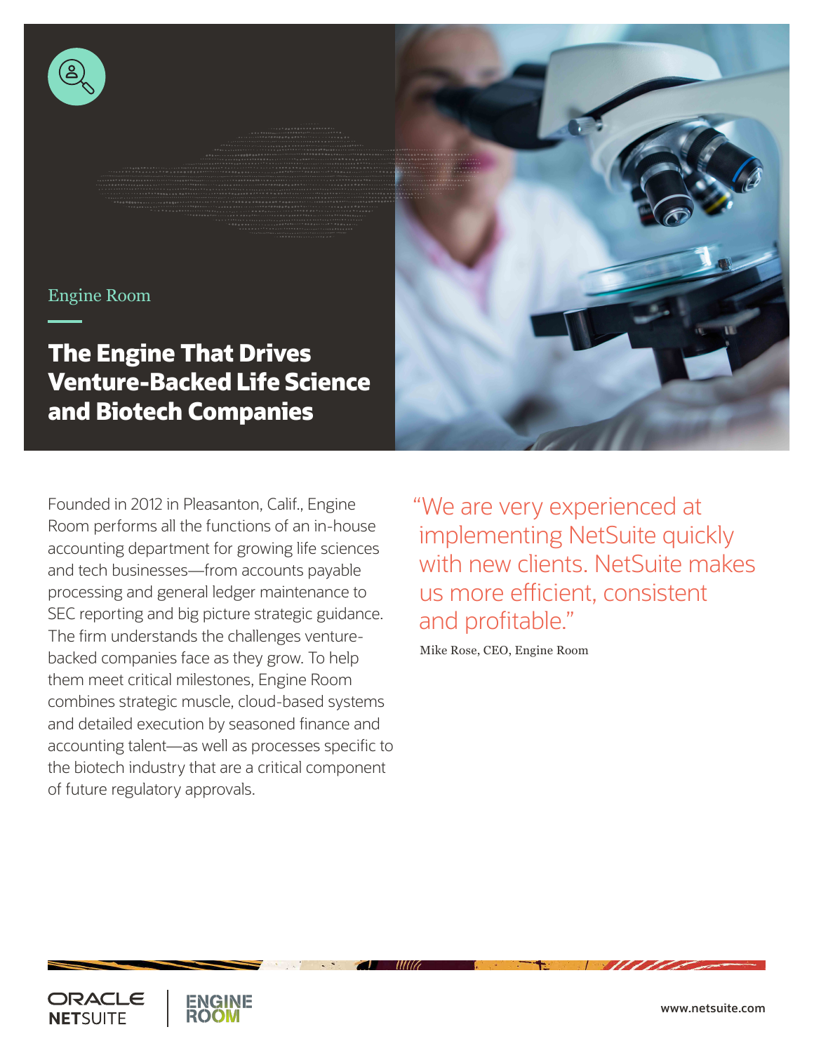Engine Room

# The Engine That Drives Venture-Backed Life Science and Biotech Companies

Founded in 2012 in Pleasanton, Calif., Engine Room performs all the functions of an in-house accounting department for growing life sciences and tech businesses—from accounts payable processing and general ledger maintenance to SEC reporting and big picture strategic guidance. The firm understands the challenges venture-backed companies face as they grow. To help them meet critical milestones, Engine Room combines strategic muscle, cloud-based systems and detailed execution by seasoned finance and accounting talent—as well as processes specific to the biotech industry that are a critical component of future regulatory approvals.

> "We are very experienced at implementing NetSuite quickly with new clients. NetSuite makes us more efficient, consistent and profitable."
>
> Mike Rose, CEO, Engine Room

ORACLE NETSUITE | ENGINE ROOM

www.netsuite.com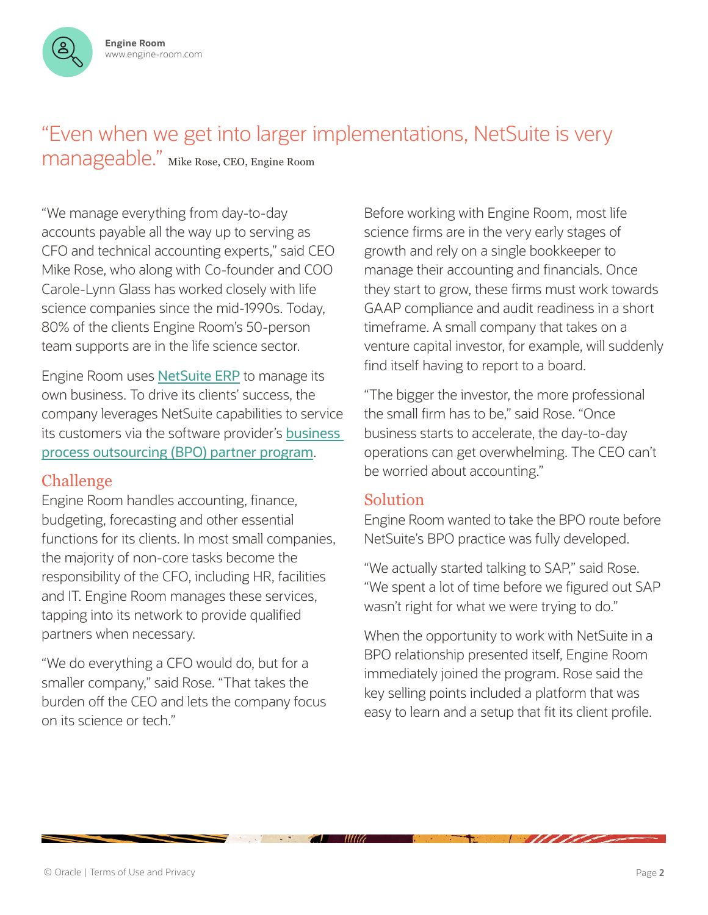Engine Room
www.engine-room.com

> “Even when we get into larger implementations, NetSuite is very manageable.” Mike Rose, CEO, Engine Room

“We manage everything from day-to-day accounts payable all the way up to serving as CFO and technical accounting experts,” said CEO Mike Rose, who along with Co-founder and COO Carole-Lynn Glass has worked closely with life science companies since the mid-1990s. Today, 80% of the clients Engine Room’s 50-person team supports are in the life science sector.

Engine Room uses NetSuite ERP to manage its own business. To drive its clients’ success, the company leverages NetSuite capabilities to service its customers via the software provider’s business process outsourcing (BPO) partner program.

## Challenge

Engine Room handles accounting, finance, budgeting, forecasting and other essential functions for its clients. In most small companies, the majority of non-core tasks become the responsibility of the CFO, including HR, facilities and IT. Engine Room manages these services, tapping into its network to provide qualified partners when necessary.

“We do everything a CFO would do, but for a smaller company,” said Rose. “That takes the burden off the CEO and lets the company focus on its science or tech.”

Before working with Engine Room, most life science firms are in the very early stages of growth and rely on a single bookkeeper to manage their accounting and financials. Once they start to grow, these firms must work towards GAAP compliance and audit readiness in a short timeframe. A small company that takes on a venture capital investor, for example, will suddenly find itself having to report to a board.

“The bigger the investor, the more professional the small firm has to be,” said Rose. “Once business starts to accelerate, the day-to-day operations can get overwhelming. The CEO can’t be worried about accounting.”

## Solution

Engine Room wanted to take the BPO route before NetSuite’s BPO practice was fully developed.

“We actually started talking to SAP,” said Rose. “We spent a lot of time before we figured out SAP wasn’t right for what we were trying to do.”

When the opportunity to work with NetSuite in a BPO relationship presented itself, Engine Room immediately joined the program. Rose said the key selling points included a platform that was easy to learn and a setup that fit its client profile.

© Oracle | Terms of Use and Privacy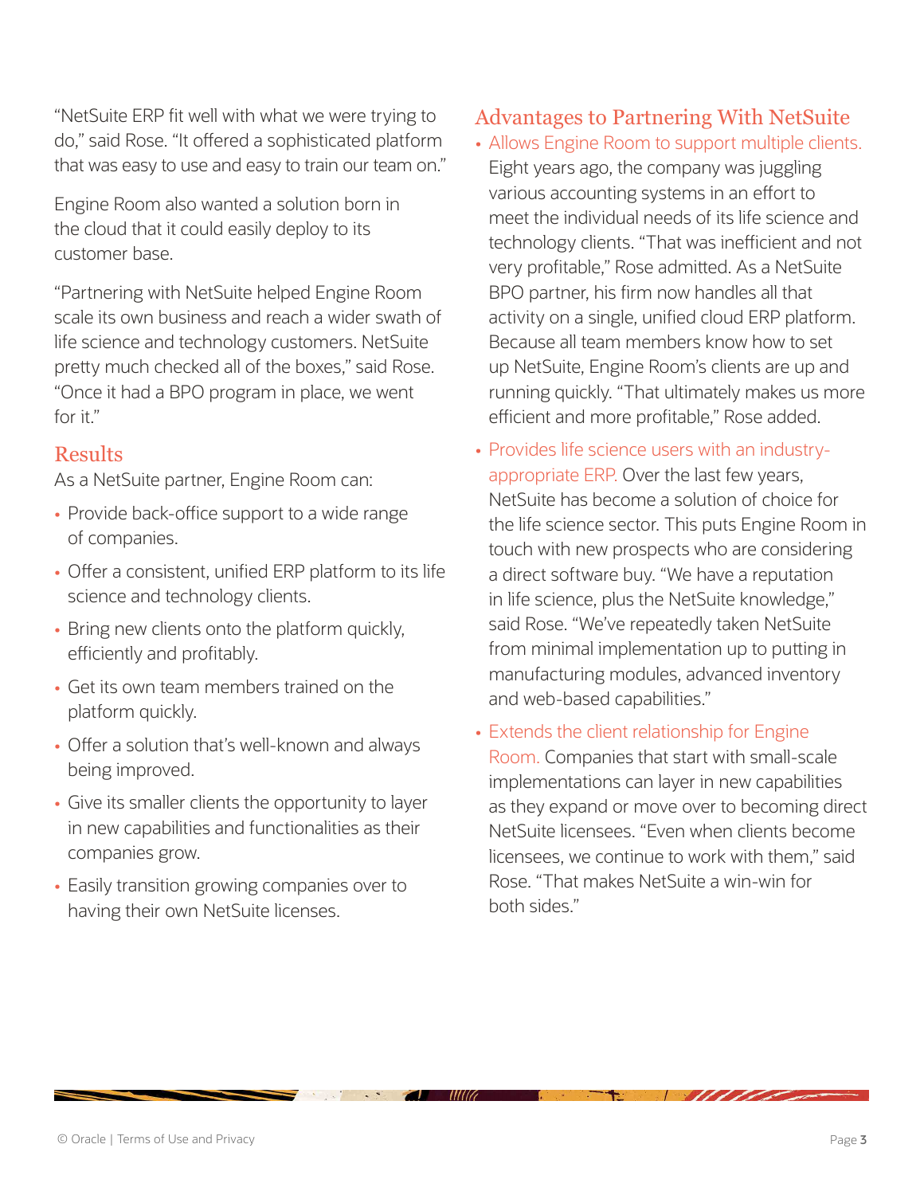"NetSuite ERP fit well with what we were trying to do," said Rose. "It offered a sophisticated platform that was easy to use and easy to train our team on."

Engine Room also wanted a solution born in the cloud that it could easily deploy to its customer base.

"Partnering with NetSuite helped Engine Room scale its own business and reach a wider swath of life science and technology customers. NetSuite pretty much checked all of the boxes," said Rose. "Once it had a BPO program in place, we went for it."

## Results

As a NetSuite partner, Engine Room can:

- Provide back-office support to a wide range of companies.
- Offer a consistent, unified ERP platform to its life science and technology clients.
- Bring new clients onto the platform quickly, efficiently and profitably.
- Get its own team members trained on the platform quickly.
- Offer a solution that's well-known and always being improved.
- Give its smaller clients the opportunity to layer in new capabilities and functionalities as their companies grow.
- Easily transition growing companies over to having their own NetSuite licenses.

## Advantages to Partnering With NetSuite

- Allows Engine Room to support multiple clients. Eight years ago, the company was juggling various accounting systems in an effort to meet the individual needs of its life science and technology clients. "That was inefficient and not very profitable," Rose admitted. As a NetSuite BPO partner, his firm now handles all that activity on a single, unified cloud ERP platform. Because all team members know how to set up NetSuite, Engine Room's clients are up and running quickly. "That ultimately makes us more efficient and more profitable," Rose added.
- Provides life science users with an industry-appropriate ERP. Over the last few years, NetSuite has become a solution of choice for the life science sector. This puts Engine Room in touch with new prospects who are considering a direct software buy. "We have a reputation in life science, plus the NetSuite knowledge," said Rose. "We've repeatedly taken NetSuite from minimal implementation up to putting in manufacturing modules, advanced inventory and web-based capabilities."
- Extends the client relationship for Engine Room. Companies that start with small-scale implementations can layer in new capabilities as they expand or move over to becoming direct NetSuite licensees. "Even when clients become licensees, we continue to work with them," said Rose. "That makes NetSuite a win-win for both sides."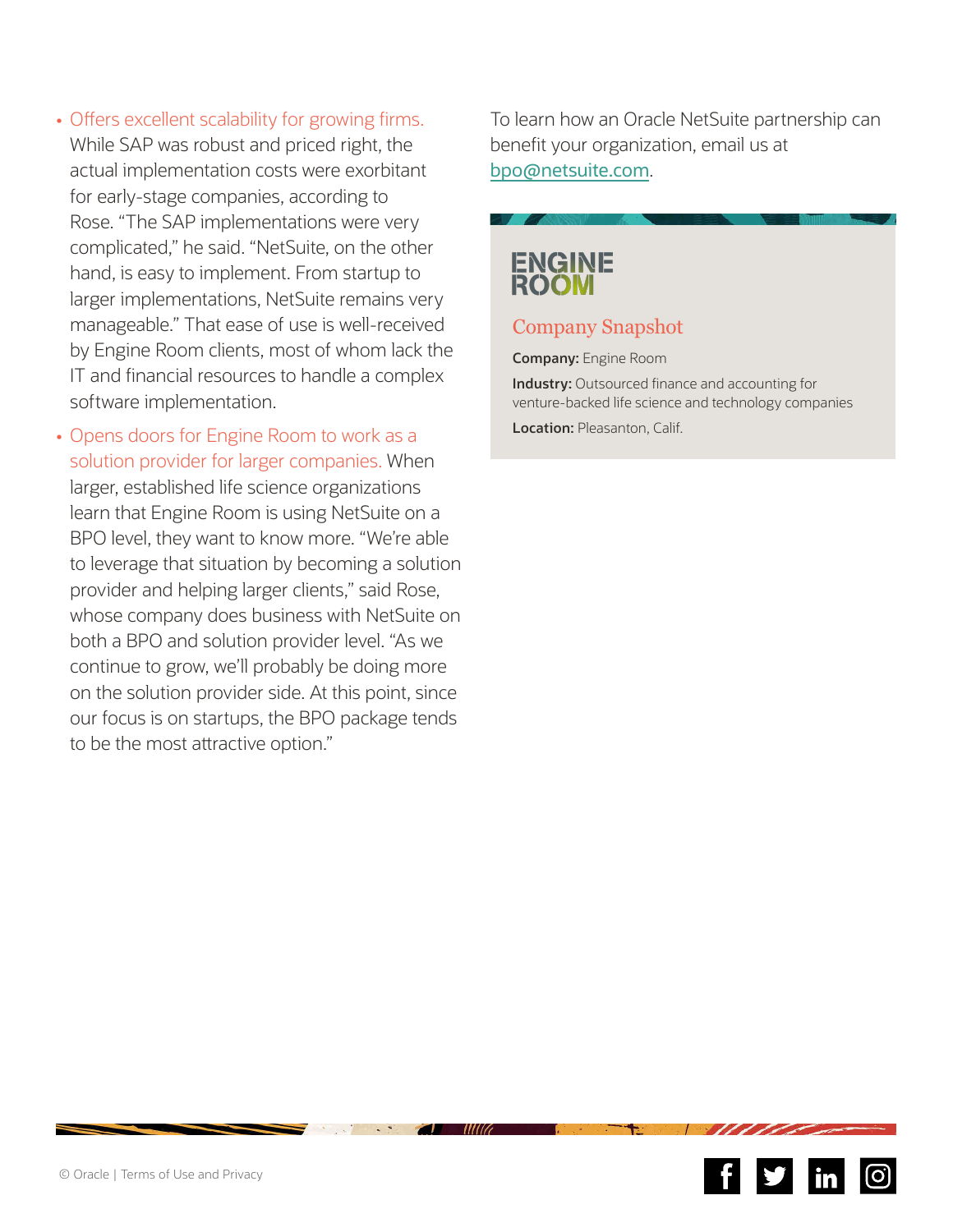- **Offers excellent scalability for growing firms.** While SAP was robust and priced right, the actual implementation costs were exorbitant for early-stage companies, according to Rose. "The SAP implementations were very complicated," he said. "NetSuite, on the other hand, is easy to implement. From startup to larger implementations, NetSuite remains very manageable." That ease of use is well-received by Engine Room clients, most of whom lack the IT and financial resources to handle a complex software implementation.
- **Opens doors for Engine Room to work as a solution provider for larger companies.** When larger, established life science organizations learn that Engine Room is using NetSuite on a BPO level, they want to know more. "We're able to leverage that situation by becoming a solution provider and helping larger clients," said Rose, whose company does business with NetSuite on both a BPO and solution provider level. "As we continue to grow, we'll probably be doing more on the solution provider side. At this point, since our focus is on startups, the BPO package tends to be the most attractive option."

To learn how an Oracle NetSuite partnership can benefit your organization, email us at bpo@netsuite.com.

ENGINE ROOM

## Company Snapshot

**Company:** Engine Room

**Industry:** Outsourced finance and accounting for venture-backed life science and technology companies

**Location:** Pleasanton, Calif.